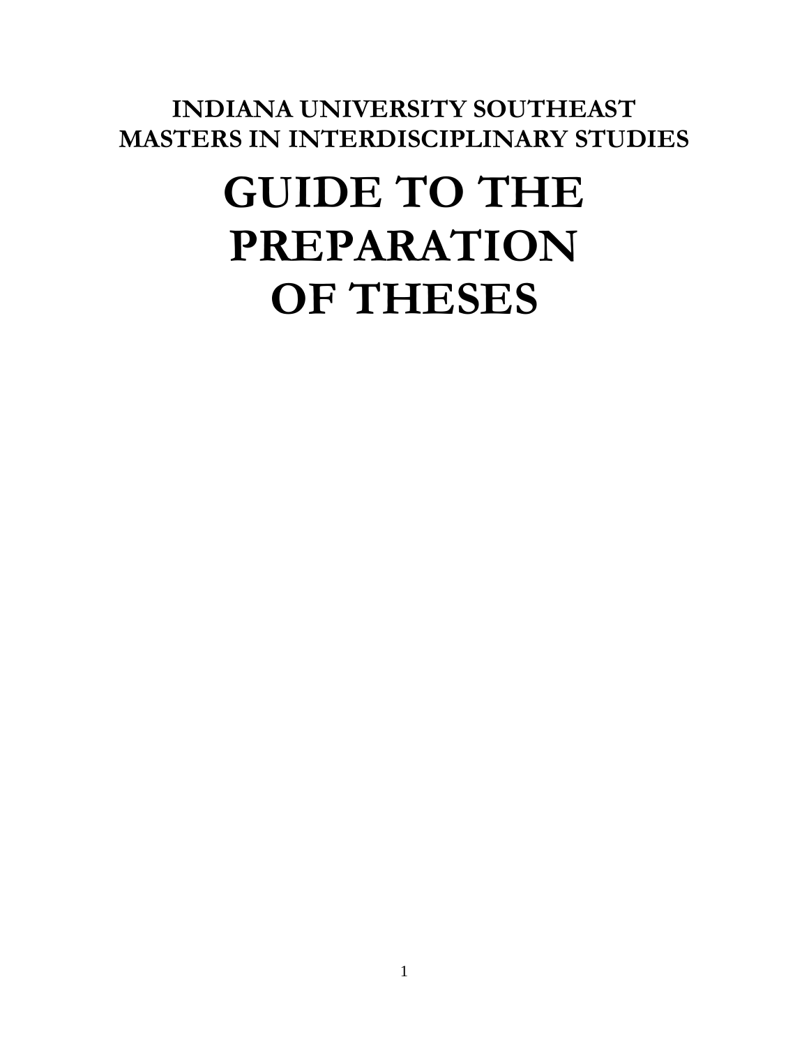**INDIANA UNIVERSITY SOUTHEAST**
**MASTERS IN INTERDISCIPLINARY STUDIES**

# GUIDE TO THE PREPARATION OF THESES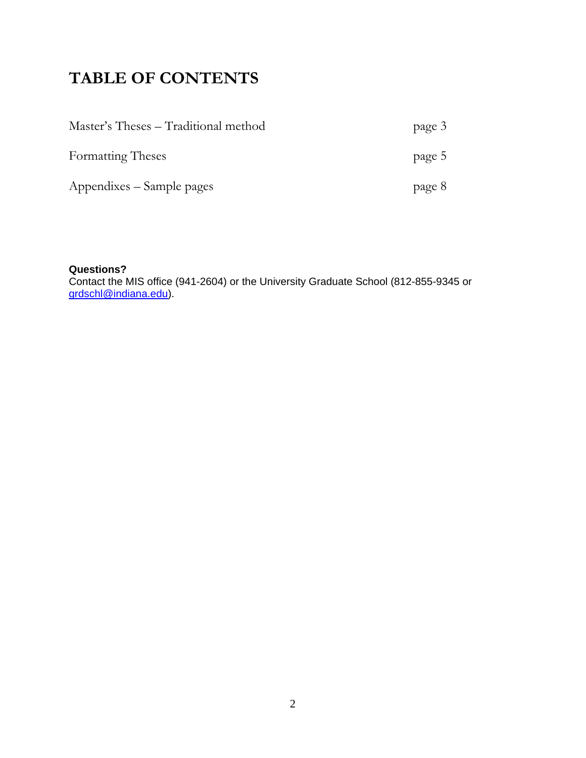# TABLE OF CONTENTS

| | |
|---|---|
| Master's Theses – Traditional method | page 3 |
| Formatting Theses | page 5 |
| Appendixes – Sample pages | page 8 |

**Questions?**
Contact the MIS office (941-2604) or the University Graduate School (812-855-9345 or grdschl@indiana.edu).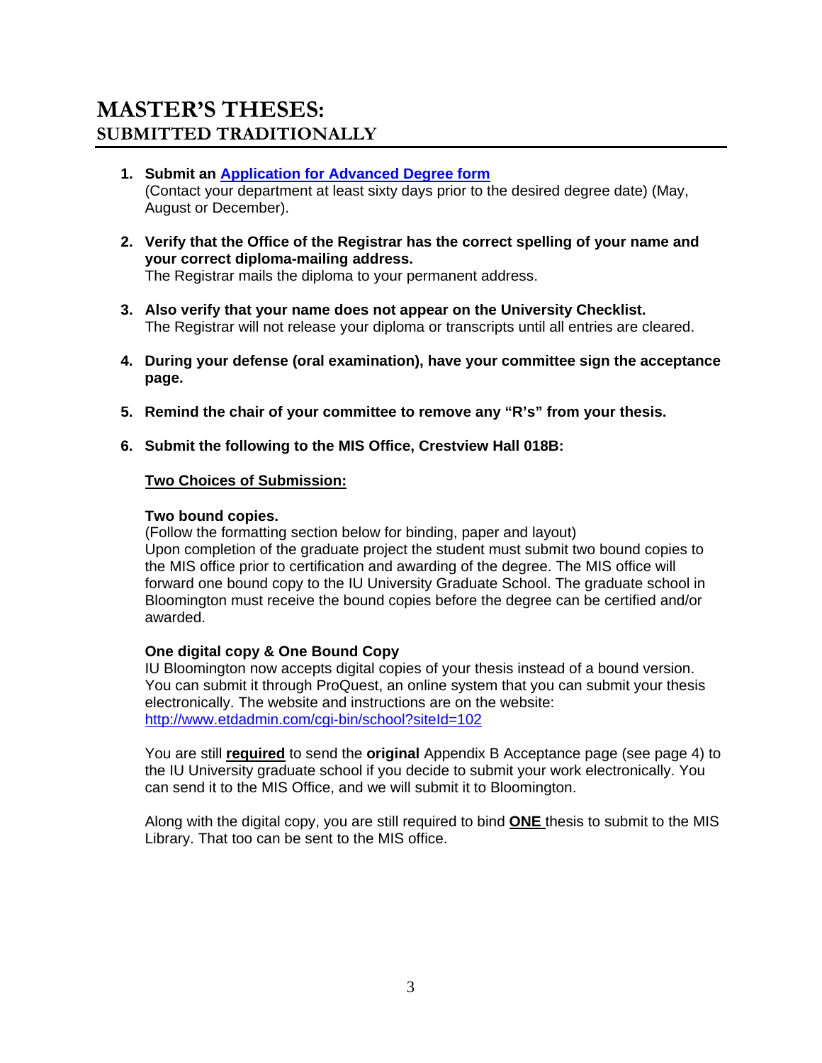# MASTER'S THESES:
## SUBMITTED TRADITIONALLY

1. **Submit an [Application for Advanced Degree form](#)**
   (Contact your department at least sixty days prior to the desired degree date) (May, August or December).

2. **Verify that the Office of the Registrar has the correct spelling of your name and your correct diploma-mailing address.**
   The Registrar mails the diploma to your permanent address.

3. **Also verify that your name does not appear on the University Checklist.**
   The Registrar will not release your diploma or transcripts until all entries are cleared.

4. **During your defense (oral examination), have your committee sign the acceptance page.**

5. **Remind the chair of your committee to remove any "R's" from your thesis.**

6. **Submit the following to the MIS Office, Crestview Hall 018B:**

   **<u>Two Choices of Submission:</u>**

   **Two bound copies.**
   (Follow the formatting section below for binding, paper and layout)
   Upon completion of the graduate project the student must submit two bound copies to the MIS office prior to certification and awarding of the degree. The MIS office will forward one bound copy to the IU University Graduate School. The graduate school in Bloomington must receive the bound copies before the degree can be certified and/or awarded.

   **One digital copy & One Bound Copy**
   IU Bloomington now accepts digital copies of your thesis instead of a bound version. You can submit it through ProQuest, an online system that you can submit your thesis electronically. The website and instructions are on the website:
   http://www.etdadmin.com/cgi-bin/school?siteId=102

   You are still **<u>required</u>** to send the **original** Appendix B Acceptance page (see page 4) to the IU University graduate school if you decide to submit your work electronically. You can send it to the MIS Office, and we will submit it to Bloomington.

   Along with the digital copy, you are still required to bind **<u>ONE</u>** thesis to submit to the MIS Library. That too can be sent to the MIS office.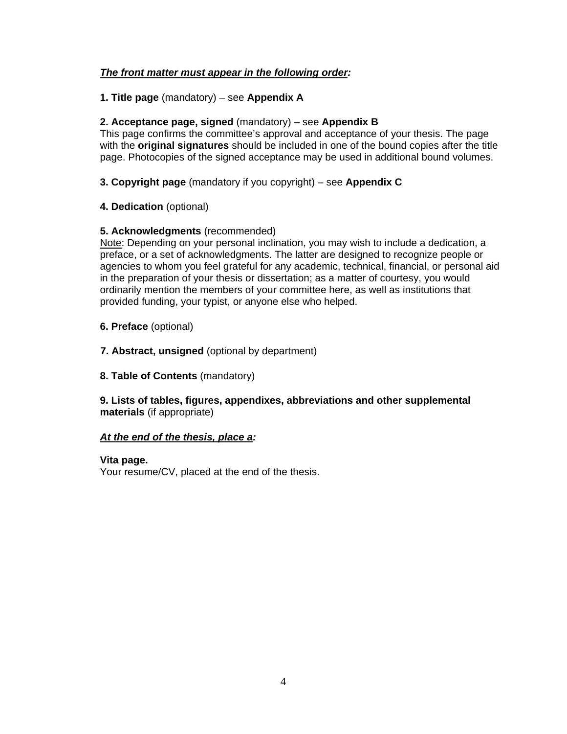***<u>The front matter must appear in the following order</u>:***

**1. Title page** (mandatory) – see **Appendix A**

**2. Acceptance page, signed** (mandatory) – see **Appendix B**
This page confirms the committee's approval and acceptance of your thesis. The page with the **original signatures** should be included in one of the bound copies after the title page. Photocopies of the signed acceptance may be used in additional bound volumes.

**3. Copyright page** (mandatory if you copyright) – see **Appendix C**

**4. Dedication** (optional)

**5. Acknowledgments** (recommended)
<u>Note</u>: Depending on your personal inclination, you may wish to include a dedication, a preface, or a set of acknowledgments. The latter are designed to recognize people or agencies to whom you feel grateful for any academic, technical, financial, or personal aid in the preparation of your thesis or dissertation; as a matter of courtesy, you would ordinarily mention the members of your committee here, as well as institutions that provided funding, your typist, or anyone else who helped.

**6. Preface** (optional)

**7. Abstract, unsigned** (optional by department)

**8. Table of Contents** (mandatory)

**9. Lists of tables, figures, appendixes, abbreviations and other supplemental materials** (if appropriate)

***<u>At the end of the thesis, place a</u>:***

**Vita page.**
Your resume/CV, placed at the end of the thesis.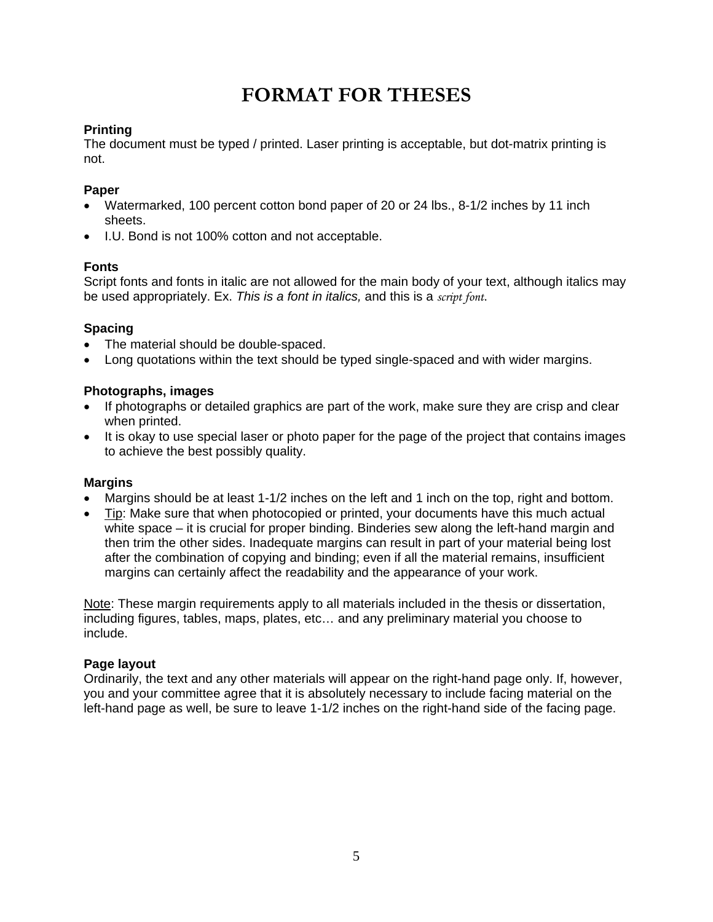# FORMAT FOR THESES

**Printing**
The document must be typed / printed. Laser printing is acceptable, but dot-matrix printing is not.

**Paper**

- Watermarked, 100 percent cotton bond paper of 20 or 24 lbs., 8-1/2 inches by 11 inch sheets.
- I.U. Bond is not 100% cotton and not acceptable.

**Fonts**
Script fonts and fonts in italic are not allowed for the main body of your text, although italics may be used appropriately. Ex. *This is a font in italics,* and this is a *script font*.

**Spacing**

- The material should be double-spaced.
- Long quotations within the text should be typed single-spaced and with wider margins.

**Photographs, images**

- If photographs or detailed graphics are part of the work, make sure they are crisp and clear when printed.
- It is okay to use special laser or photo paper for the page of the project that contains images to achieve the best possibly quality.

**Margins**

- Margins should be at least 1-1/2 inches on the left and 1 inch on the top, right and bottom.
- <u>Tip</u>: Make sure that when photocopied or printed, your documents have this much actual white space – it is crucial for proper binding. Binderies sew along the left-hand margin and then trim the other sides. Inadequate margins can result in part of your material being lost after the combination of copying and binding; even if all the material remains, insufficient margins can certainly affect the readability and the appearance of your work.

<u>Note</u>: These margin requirements apply to all materials included in the thesis or dissertation, including figures, tables, maps, plates, etc… and any preliminary material you choose to include.

**Page layout**
Ordinarily, the text and any other materials will appear on the right-hand page only. If, however, you and your committee agree that it is absolutely necessary to include facing material on the left-hand page as well, be sure to leave 1-1/2 inches on the right-hand side of the facing page.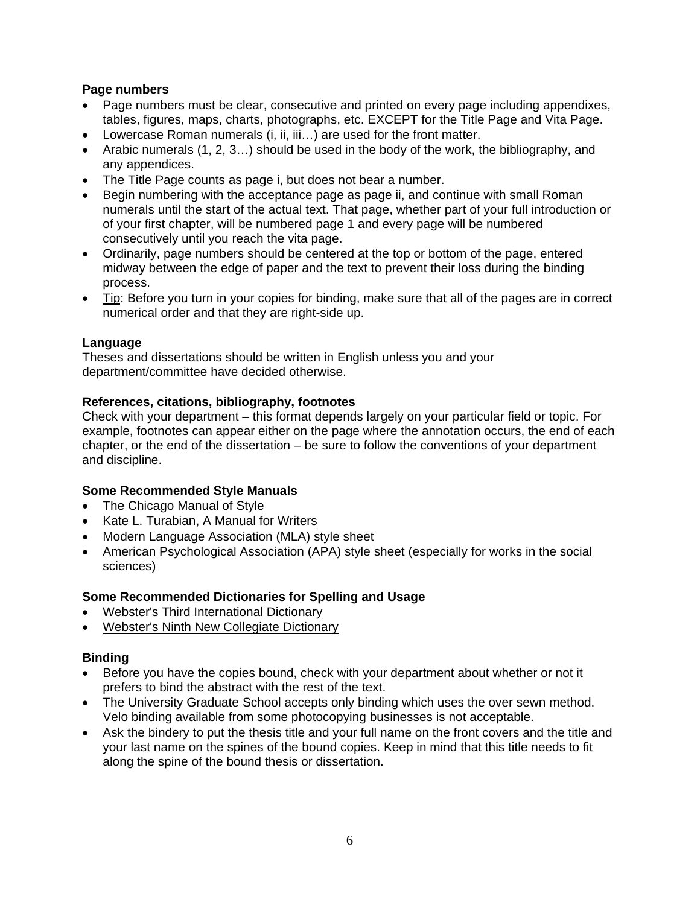**Page numbers**

- Page numbers must be clear, consecutive and printed on every page including appendixes, tables, figures, maps, charts, photographs, etc. EXCEPT for the Title Page and Vita Page.
- Lowercase Roman numerals (i, ii, iii…) are used for the front matter.
- Arabic numerals (1, 2, 3…) should be used in the body of the work, the bibliography, and any appendices.
- The Title Page counts as page i, but does not bear a number.
- Begin numbering with the acceptance page as page ii, and continue with small Roman numerals until the start of the actual text. That page, whether part of your full introduction or of your first chapter, will be numbered page 1 and every page will be numbered consecutively until you reach the vita page.
- Ordinarily, page numbers should be centered at the top or bottom of the page, entered midway between the edge of paper and the text to prevent their loss during the binding process.
- Tip: Before you turn in your copies for binding, make sure that all of the pages are in correct numerical order and that they are right-side up.

**Language**

Theses and dissertations should be written in English unless you and your department/committee have decided otherwise.

**References, citations, bibliography, footnotes**

Check with your department – this format depends largely on your particular field or topic. For example, footnotes can appear either on the page where the annotation occurs, the end of each chapter, or the end of the dissertation – be sure to follow the conventions of your department and discipline.

**Some Recommended Style Manuals**

- The Chicago Manual of Style
- Kate L. Turabian, A Manual for Writers
- Modern Language Association (MLA) style sheet
- American Psychological Association (APA) style sheet (especially for works in the social sciences)

**Some Recommended Dictionaries for Spelling and Usage**

- Webster's Third International Dictionary
- Webster's Ninth New Collegiate Dictionary

**Binding**

- Before you have the copies bound, check with your department about whether or not it prefers to bind the abstract with the rest of the text.
- The University Graduate School accepts only binding which uses the over sewn method. Velo binding available from some photocopying businesses is not acceptable.
- Ask the bindery to put the thesis title and your full name on the front covers and the title and your last name on the spines of the bound copies. Keep in mind that this title needs to fit along the spine of the bound thesis or dissertation.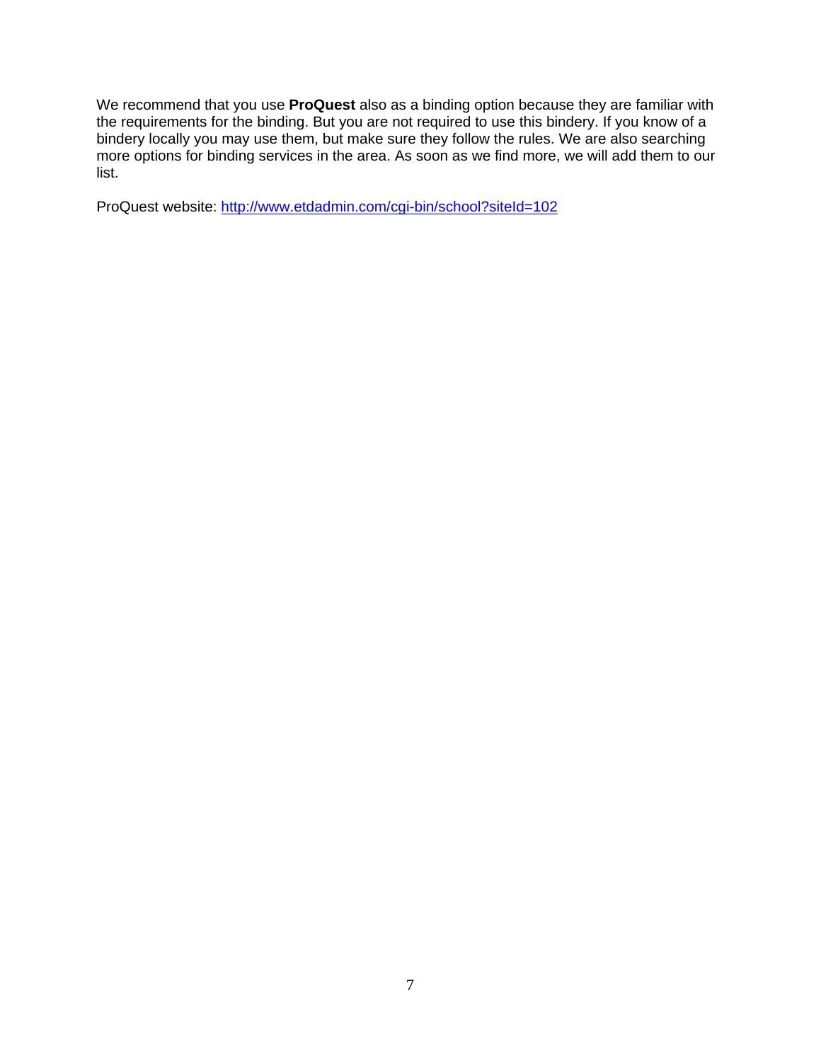We recommend that you use **ProQuest** also as a binding option because they are familiar with the requirements for the binding. But you are not required to use this bindery. If you know of a bindery locally you may use them, but make sure they follow the rules. We are also searching more options for binding services in the area. As soon as we find more, we will add them to our list.

ProQuest website: http://www.etdadmin.com/cgi-bin/school?siteId=102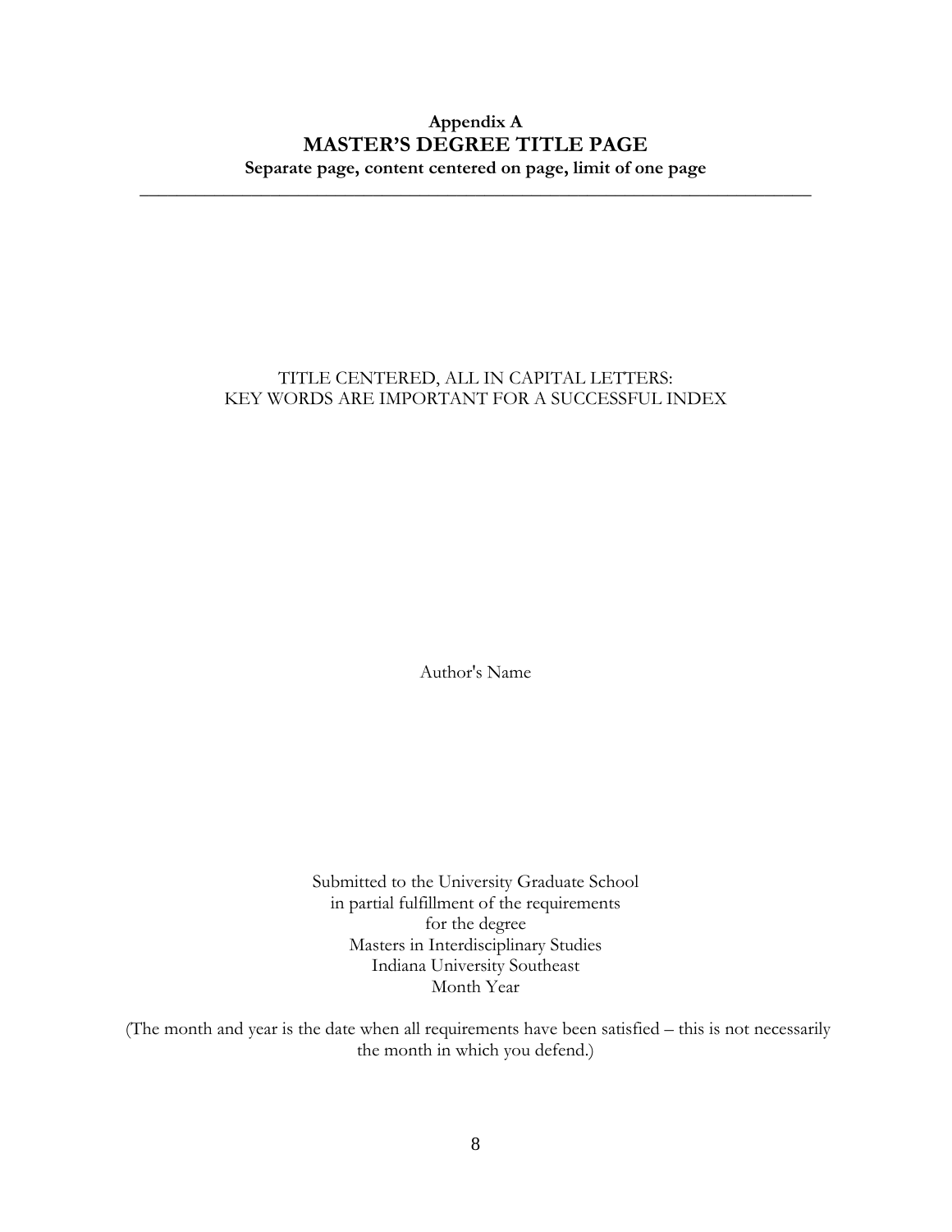**Appendix A**

## MASTER'S DEGREE TITLE PAGE

**Separate page, content centered on page, limit of one page**

---

TITLE CENTERED, ALL IN CAPITAL LETTERS:
KEY WORDS ARE IMPORTANT FOR A SUCCESSFUL INDEX

Author's Name

Submitted to the University Graduate School
in partial fulfillment of the requirements
for the degree
Masters in Interdisciplinary Studies
Indiana University Southeast
Month Year

(The month and year is the date when all requirements have been satisfied – this is not necessarily the month in which you defend.)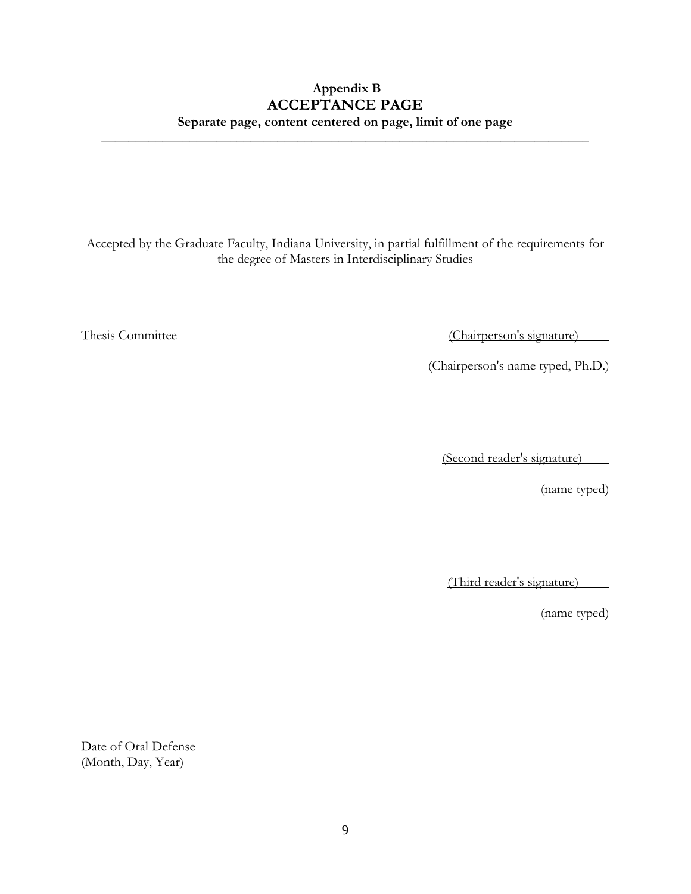**Appendix B**
## ACCEPTANCE PAGE
**Separate page, content centered on page, limit of one page**

---

Accepted by the Graduate Faculty, Indiana University, in partial fulfillment of the requirements for the degree of Masters in Interdisciplinary Studies

Thesis Committee

(Chairperson's signature)

(Chairperson's name typed, Ph.D.)

(Second reader's signature)

(name typed)

(Third reader's signature)

(name typed)

Date of Oral Defense
(Month, Day, Year)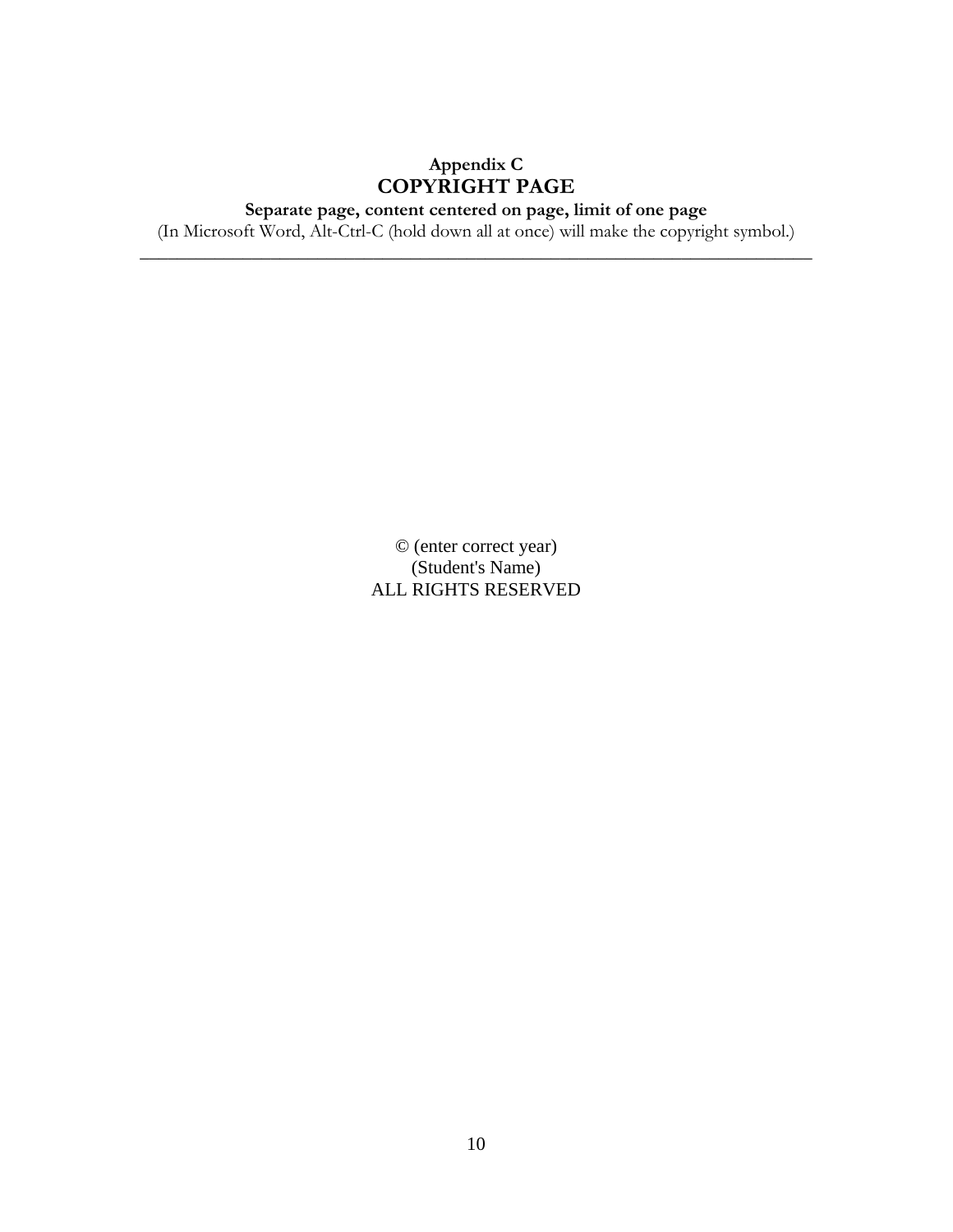**Appendix C**

# COPYRIGHT PAGE

**Separate page, content centered on page, limit of one page**

(In Microsoft Word, Alt-Ctrl-C (hold down all at once) will make the copyright symbol.)

---

© (enter correct year)
(Student's Name)
ALL RIGHTS RESERVED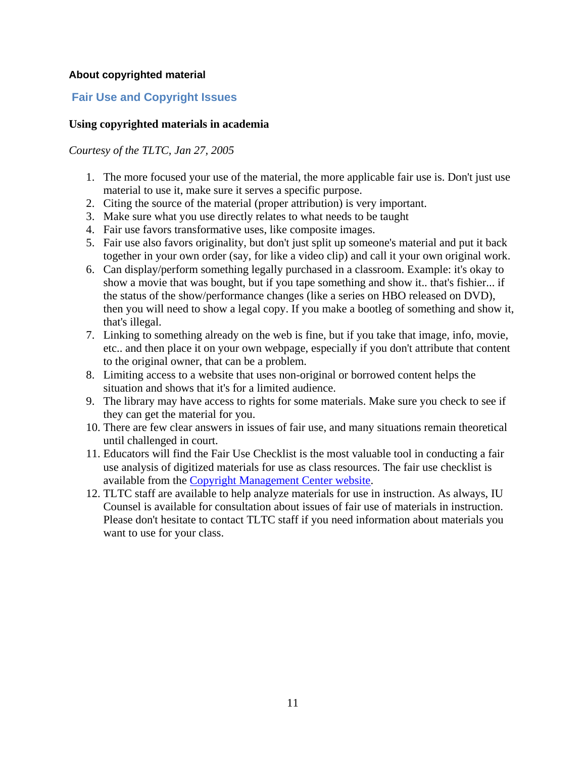### About copyrighted material

## Fair Use and Copyright Issues

### Using copyrighted materials in academia

*Courtesy of the TLTC, Jan 27, 2005*

1. The more focused your use of the material, the more applicable fair use is. Don't just use material to use it, make sure it serves a specific purpose.
2. Citing the source of the material (proper attribution) is very important.
3. Make sure what you use directly relates to what needs to be taught
4. Fair use favors transformative uses, like composite images.
5. Fair use also favors originality, but don't just split up someone's material and put it back together in your own order (say, for like a video clip) and call it your own original work.
6. Can display/perform something legally purchased in a classroom. Example: it's okay to show a movie that was bought, but if you tape something and show it.. that's fishier... if the status of the show/performance changes (like a series on HBO released on DVD), then you will need to show a legal copy. If you make a bootleg of something and show it, that's illegal.
7. Linking to something already on the web is fine, but if you take that image, info, movie, etc.. and then place it on your own webpage, especially if you don't attribute that content to the original owner, that can be a problem.
8. Limiting access to a website that uses non-original or borrowed content helps the situation and shows that it's for a limited audience.
9. The library may have access to rights for some materials. Make sure you check to see if they can get the material for you.
10. There are few clear answers in issues of fair use, and many situations remain theoretical until challenged in court.
11. Educators will find the Fair Use Checklist is the most valuable tool in conducting a fair use analysis of digitized materials for use as class resources. The fair use checklist is available from the Copyright Management Center website.
12. TLTC staff are available to help analyze materials for use in instruction. As always, IU Counsel is available for consultation about issues of fair use of materials in instruction. Please don't hesitate to contact TLTC staff if you need information about materials you want to use for your class.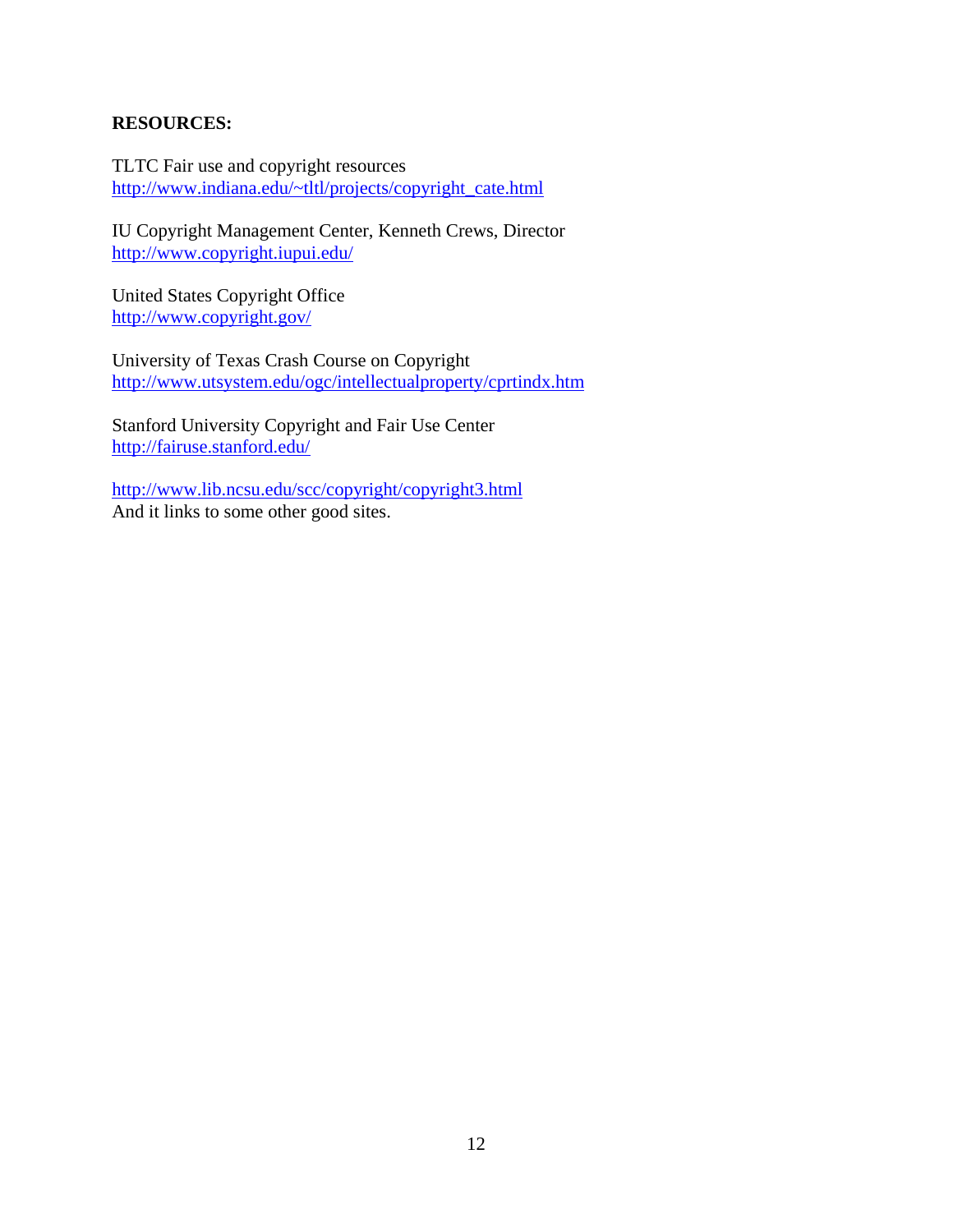**RESOURCES:**

TLTC Fair use and copyright resources
http://www.indiana.edu/~tltl/projects/copyright_cate.html

IU Copyright Management Center, Kenneth Crews, Director
http://www.copyright.iupui.edu/

United States Copyright Office
http://www.copyright.gov/

University of Texas Crash Course on Copyright
http://www.utsystem.edu/ogc/intellectualproperty/cprtindx.htm

Stanford University Copyright and Fair Use Center
http://fairuse.stanford.edu/

http://www.lib.ncsu.edu/scc/copyright/copyright3.html
And it links to some other good sites.